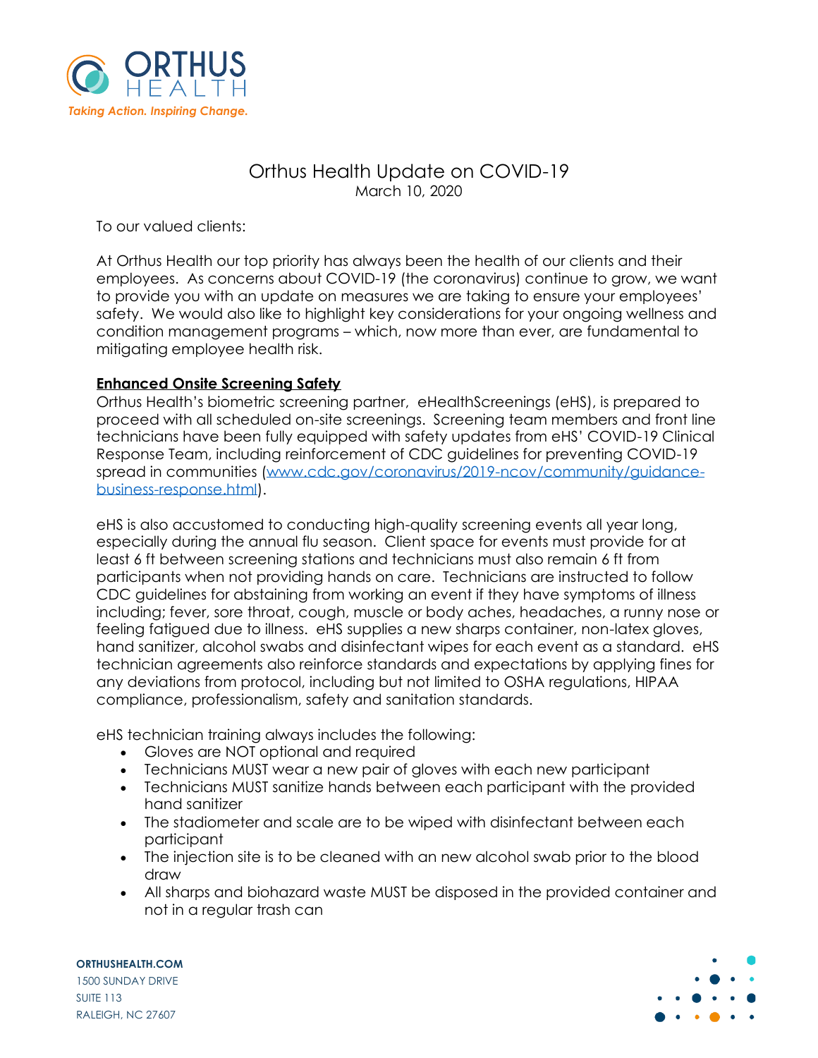# Orthus Health Update on COVID-19

March 10, 2020

To our valued clients:

At Orthus Health our top priority has always been the health of our clients and their employees. As concerns about COVID-19 (the coronavirus) continue to grow, we want to provide you with an update on measures we are taking to ensure your employees' safety. We would also like to highlight key considerations for your ongoing wellness and condition management programs – which, now more than ever, are fundamental to mitigating employee health risk.

## **Enhanced Onsite Screening Safety**

Orthus Health's biometric screening partner, eHealthScreenings (eHS), is prepared to proceed with all scheduled on-site screenings. Screening team members and front line technicians have been fully equipped with safety updates from eHS' COVID-19 Clinical Response Team, including reinforcement of CDC guidelines for preventing COVID-19 spread in communities (www.cdc.gov/coronavirus/2019-ncov/community/guidance-business-response.html).

eHS is also accustomed to conducting high-quality screening events all year long, especially during the annual flu season. Client space for events must provide for at least 6 ft between screening stations and technicians must also remain 6 ft from participants when not providing hands on care. Technicians are instructed to follow CDC guidelines for abstaining from working an event if they have symptoms of illness including; fever, sore throat, cough, muscle or body aches, headaches, a runny nose or feeling fatigued due to illness. eHS supplies a new sharps container, non-latex gloves, hand sanitizer, alcohol swabs and disinfectant wipes for each event as a standard. eHS technician agreements also reinforce standards and expectations by applying fines for any deviations from protocol, including but not limited to OSHA regulations, HIPAA compliance, professionalism, safety and sanitation standards.

eHS technician training always includes the following:

- Gloves are NOT optional and required
- Technicians MUST wear a new pair of gloves with each new participant
- Technicians MUST sanitize hands between each participant with the provided hand sanitizer
- The stadiometer and scale are to be wiped with disinfectant between each participant
- The injection site is to be cleaned with an new alcohol swab prior to the blood draw
- All sharps and biohazard waste MUST be disposed in the provided container and not in a regular trash can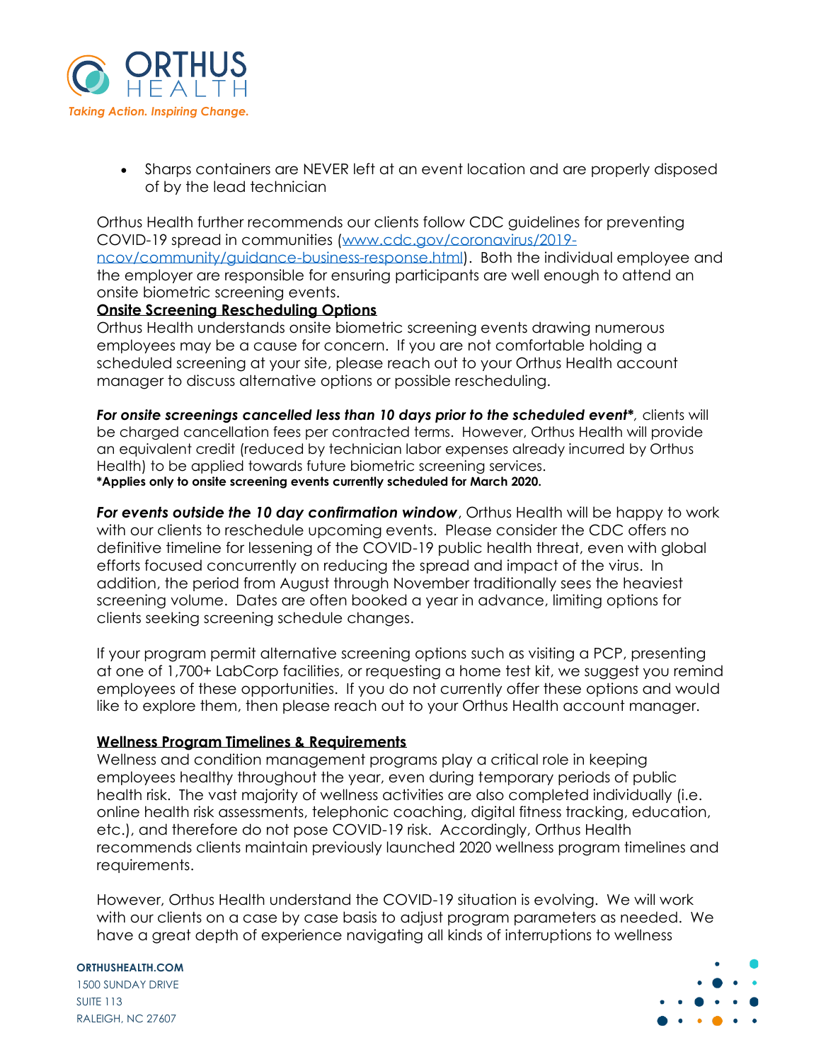- Sharps containers are NEVER left at an event location and are properly disposed of by the lead technician

Orthus Health further recommends our clients follow CDC guidelines for preventing COVID-19 spread in communities ([www.cdc.gov/coronavirus/2019-ncov/community/guidance-business-response.html](www.cdc.gov/coronavirus/2019-ncov/community/guidance-business-response.html)). Both the individual employee and the employer are responsible for ensuring participants are well enough to attend an onsite biometric screening events.

**Onsite Screening Rescheduling Options**

Orthus Health understands onsite biometric screening events drawing numerous employees may be a cause for concern. If you are not comfortable holding a scheduled screening at your site, please reach out to your Orthus Health account manager to discuss alternative options or possible rescheduling.

***For onsite screenings cancelled less than 10 days prior to the scheduled event****, clients will be charged cancellation fees per contracted terms. However, Orthus Health will provide an equivalent credit (reduced by technician labor expenses already incurred by Orthus Health) to be applied towards future biometric screening services.

**\*Applies only to onsite screening events currently scheduled for March 2020.**

***For events outside the 10 day confirmation window***, Orthus Health will be happy to work with our clients to reschedule upcoming events. Please consider the CDC offers no definitive timeline for lessening of the COVID-19 public health threat, even with global efforts focused concurrently on reducing the spread and impact of the virus. In addition, the period from August through November traditionally sees the heaviest screening volume. Dates are often booked a year in advance, limiting options for clients seeking screening schedule changes.

If your program permit alternative screening options such as visiting a PCP, presenting at one of 1,700+ LabCorp facilities, or requesting a home test kit, we suggest you remind employees of these opportunities. If you do not currently offer these options and would like to explore them, then please reach out to your Orthus Health account manager.

**Wellness Program Timelines & Requirements**

Wellness and condition management programs play a critical role in keeping employees healthy throughout the year, even during temporary periods of public health risk. The vast majority of wellness activities are also completed individually (i.e. online health risk assessments, telephonic coaching, digital fitness tracking, education, etc.), and therefore do not pose COVID-19 risk. Accordingly, Orthus Health recommends clients maintain previously launched 2020 wellness program timelines and requirements.

However, Orthus Health understand the COVID-19 situation is evolving. We will work with our clients on a case by case basis to adjust program parameters as needed. We have a great depth of experience navigating all kinds of interruptions to wellness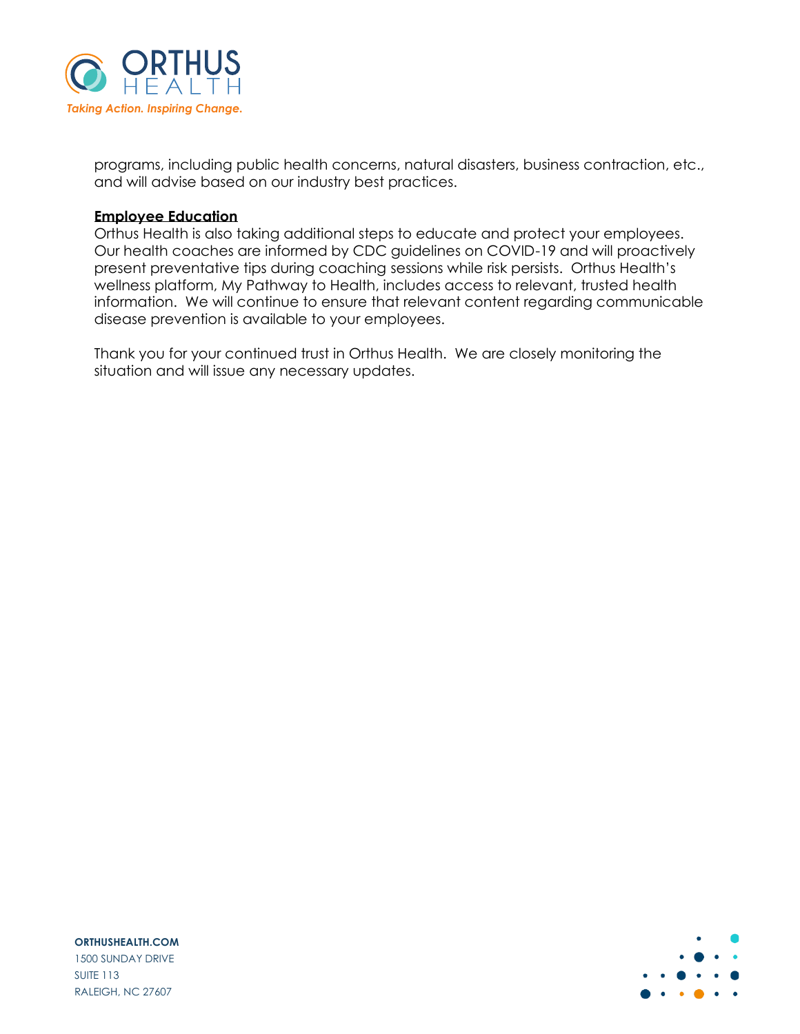programs, including public health concerns, natural disasters, business contraction, etc., and will advise based on our industry best practices.

**Employee Education**

Orthus Health is also taking additional steps to educate and protect your employees. Our health coaches are informed by CDC guidelines on COVID-19 and will proactively present preventative tips during coaching sessions while risk persists. Orthus Health's wellness platform, My Pathway to Health, includes access to relevant, trusted health information. We will continue to ensure that relevant content regarding communicable disease prevention is available to your employees.

Thank you for your continued trust in Orthus Health. We are closely monitoring the situation and will issue any necessary updates.